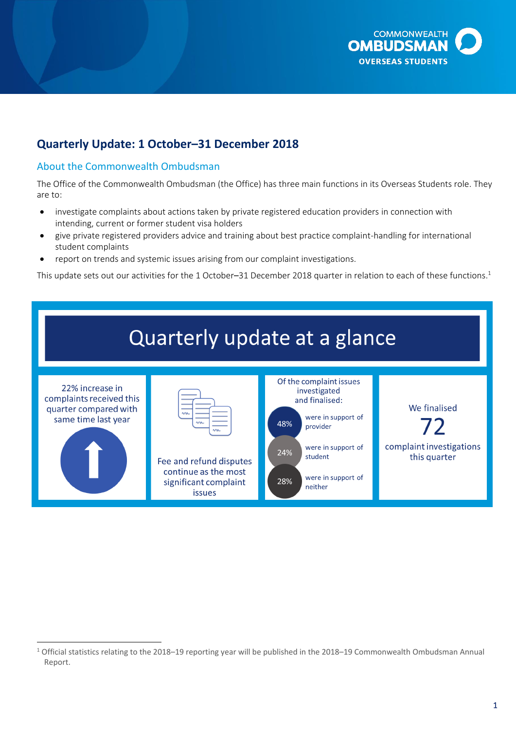COMMONWEALTH OMBUDSMAN OVERSEAS STUDENTS

# Quarterly Update: 1 October–31 December 2018

## About the Commonwealth Ombudsman

The Office of the Commonwealth Ombudsman (the Office) has three main functions in its Overseas Students role. They are to:

- investigate complaints about actions taken by private registered education providers in connection with intending, current or former student visa holders
- give private registered providers advice and training about best practice complaint-handling for international student complaints
- report on trends and systemic issues arising from our complaint investigations.

This update sets out our activities for the 1 October–31 December 2018 quarter in relation to each of these functions.[1]

## Quarterly update at a glance

22% increase in complaints received this quarter compared with same time last year

Fee and refund disputes continue as the most significant complaint issues

Of the complaint issues investigated and finalised:

- 48% were in support of provider
- 24% were in support of student
- 28% were in support of neither

We finalised **72** complaint investigations this quarter

---

[1] Official statistics relating to the 2018–19 reporting year will be published in the 2018–19 Commonwealth Ombudsman Annual Report.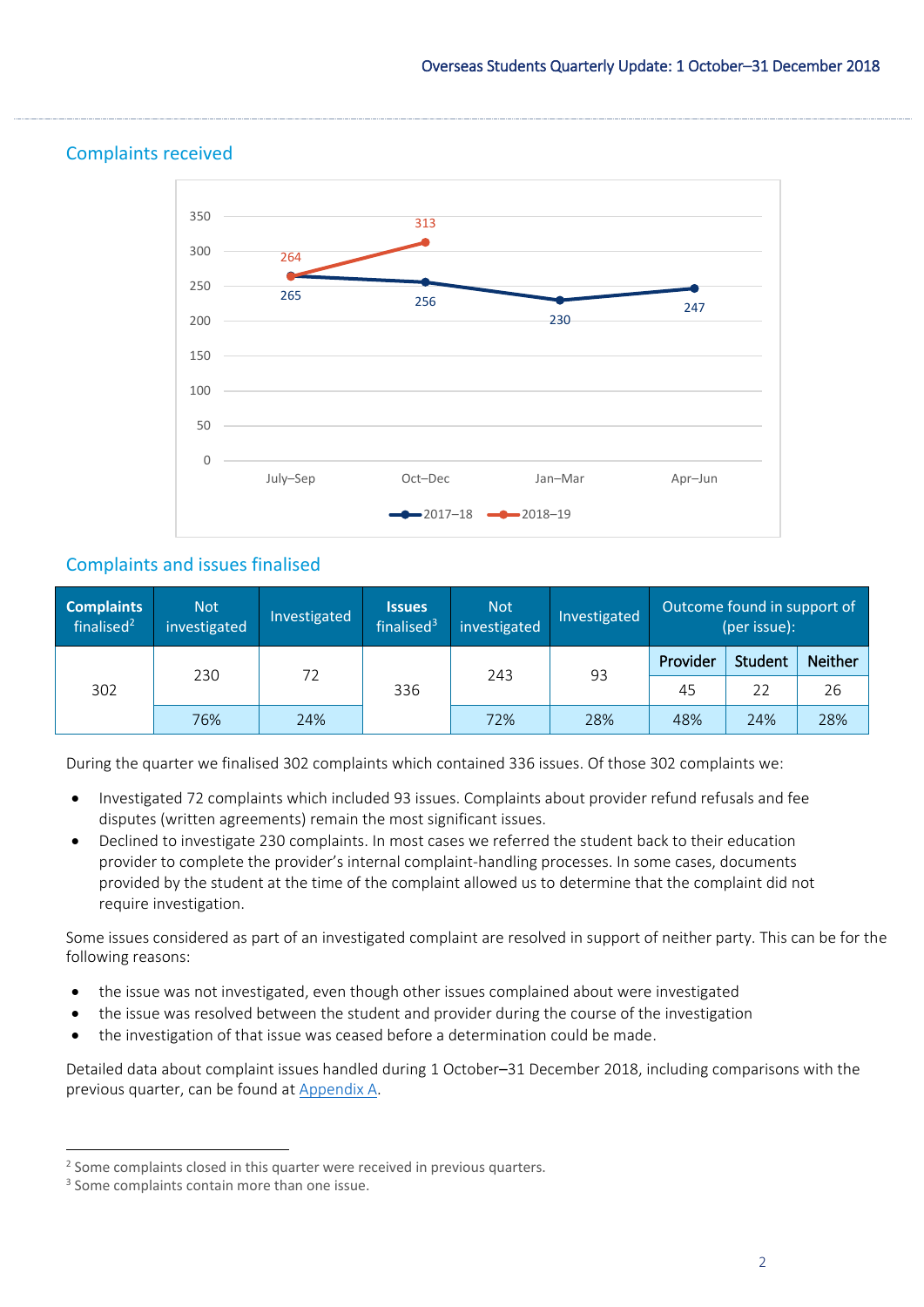## Complaints received

## Complaints and issues finalised

| Complaints finalised[2] | Not investigated | Investigated | Issues finalised[3] | Not investigated | Investigated | Outcome found in support of (per issue): | | |
|---|---|---|---|---|---|---|---|---|
| | | | | | | Provider | Student | Neither |
| 302 | 230 | 72 | 336 | 243 | 93 | 45 | 22 | 26 |
| | 76% | 24% | | 72% | 28% | 48% | 24% | 28% |

During the quarter we finalised 302 complaints which contained 336 issues. Of those 302 complaints we:

- Investigated 72 complaints which included 93 issues. Complaints about provider refund refusals and fee disputes (written agreements) remain the most significant issues.
- Declined to investigate 230 complaints. In most cases we referred the student back to their education provider to complete the provider's internal complaint-handling processes. In some cases, documents provided by the student at the time of the complaint allowed us to determine that the complaint did not require investigation.

Some issues considered as part of an investigated complaint are resolved in support of neither party. This can be for the following reasons:

- the issue was not investigated, even though other issues complained about were investigated
- the issue was resolved between the student and provider during the course of the investigation
- the investigation of that issue was ceased before a determination could be made.

Detailed data about complaint issues handled during 1 October–31 December 2018, including comparisons with the previous quarter, can be found at Appendix A.

[2] Some complaints closed in this quarter were received in previous quarters.

[3] Some complaints contain more than one issue.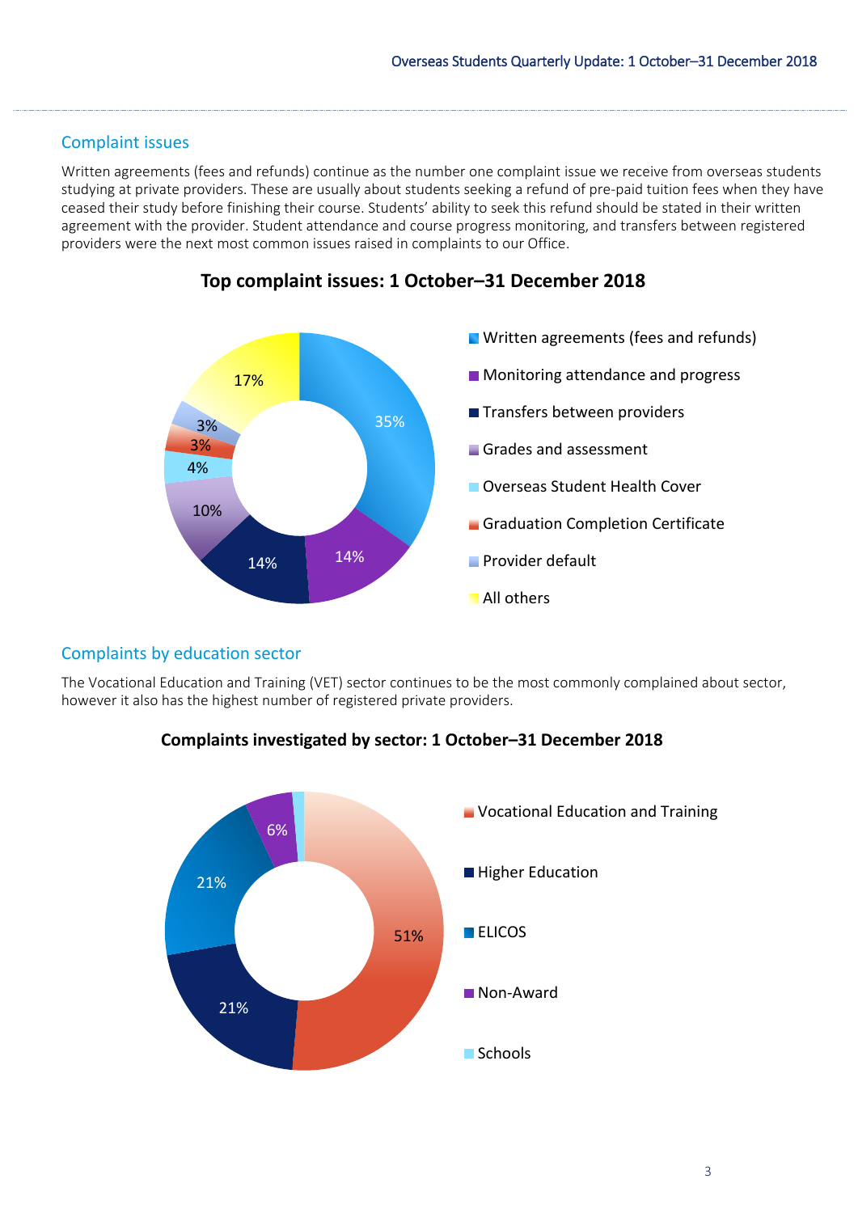## Complaint issues

Written agreements (fees and refunds) continue as the number one complaint issue we receive from overseas students studying at private providers. These are usually about students seeking a refund of pre-paid tuition fees when they have ceased their study before finishing their course. Students' ability to seek this refund should be stated in their written agreement with the provider. Student attendance and course progress monitoring, and transfers between registered providers were the next most common issues raised in complaints to our Office.

**Top complaint issues: 1 October–31 December 2018**

| Complaint issue | Percentage |
|---|---|
| Written agreements (fees and refunds) | 35% |
| Monitoring attendance and progress | 14% |
| Transfers between providers | 14% |
| Grades and assessment | 10% |
| Overseas Student Health Cover | 4% |
| Graduation Completion Certificate | 3% |
| Provider default | 3% |
| All others | 17% |

## Complaints by education sector

The Vocational Education and Training (VET) sector continues to be the most commonly complained about sector, however it also has the highest number of registered private providers.

**Complaints investigated by sector: 1 October–31 December 2018**

| Sector | Percentage |
|---|---|
| Vocational Education and Training | 51% |
| Higher Education | 21% |
| ELICOS | 21% |
| Non-Award | 6% |
| Schools | |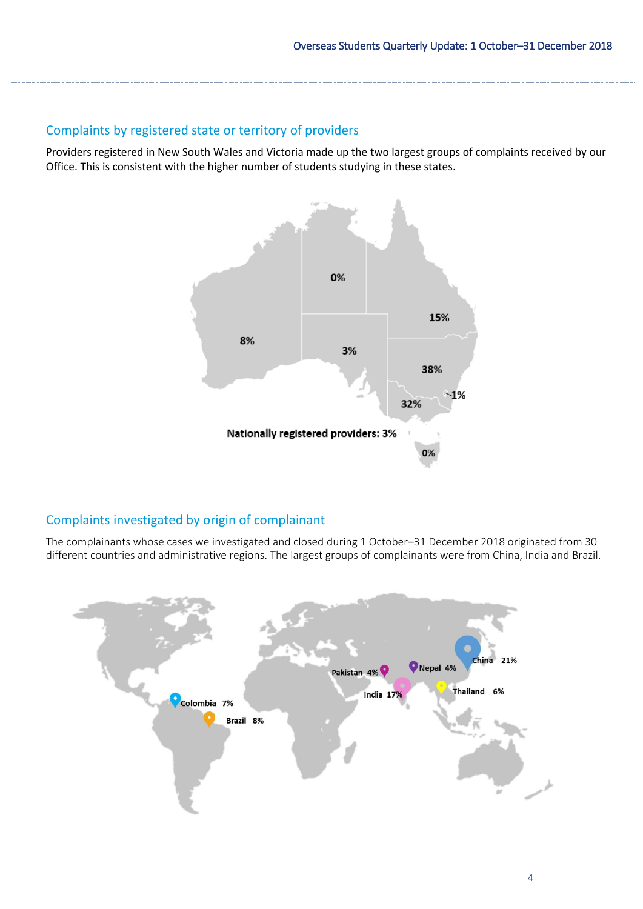## Complaints by registered state or territory of providers

Providers registered in New South Wales and Victoria made up the two largest groups of complaints received by our Office. This is consistent with the higher number of students studying in these states.

0%

15%

8%

3%

38%

1%

32%

**Nationally registered providers: 3%**

0%

## Complaints investigated by origin of complainant

The complainants whose cases we investigated and closed during 1 October–31 December 2018 originated from 30 different countries and administrative regions. The largest groups of complainants were from China, India and Brazil.

China 21%

Pakistan 4%

Nepal 4%

India 17%

Thailand 6%

Colombia 7%

Brazil 8%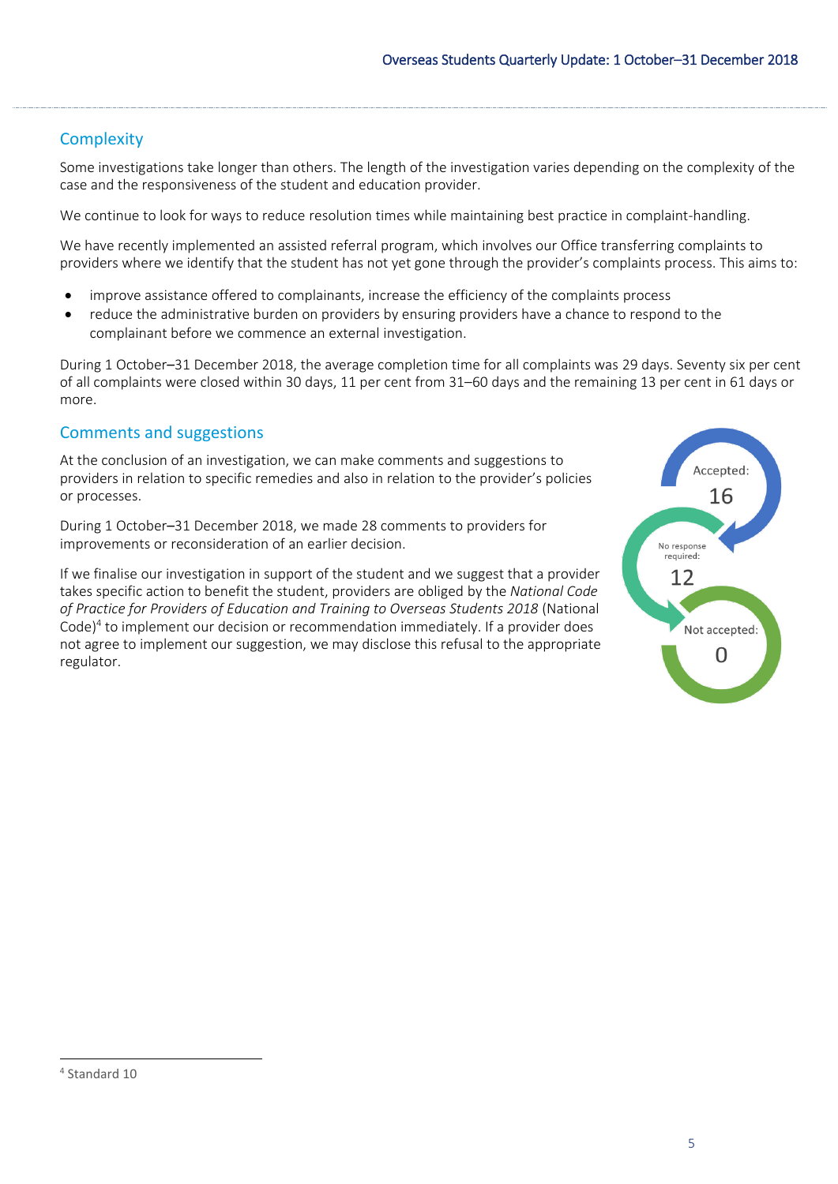## Complexity

Some investigations take longer than others. The length of the investigation varies depending on the complexity of the case and the responsiveness of the student and education provider.

We continue to look for ways to reduce resolution times while maintaining best practice in complaint-handling.

We have recently implemented an assisted referral program, which involves our Office transferring complaints to providers where we identify that the student has not yet gone through the provider's complaints process. This aims to:

- improve assistance offered to complainants, increase the efficiency of the complaints process
- reduce the administrative burden on providers by ensuring providers have a chance to respond to the complainant before we commence an external investigation.

During 1 October–31 December 2018, the average completion time for all complaints was 29 days. Seventy six per cent of all complaints were closed within 30 days, 11 per cent from 31–60 days and the remaining 13 per cent in 61 days or more.

## Comments and suggestions

At the conclusion of an investigation, we can make comments and suggestions to providers in relation to specific remedies and also in relation to the provider's policies or processes.

During 1 October–31 December 2018, we made 28 comments to providers for improvements or reconsideration of an earlier decision.

If we finalise our investigation in support of the student and we suggest that a provider takes specific action to benefit the student, providers are obliged by the *National Code of Practice for Providers of Education and Training to Overseas Students 2018* (National Code)[4] to implement our decision or recommendation immediately. If a provider does not agree to implement our suggestion, we may disclose this refusal to the appropriate regulator.

Accepted: 16

No response required: 12

Not accepted: 0

[4] Standard 10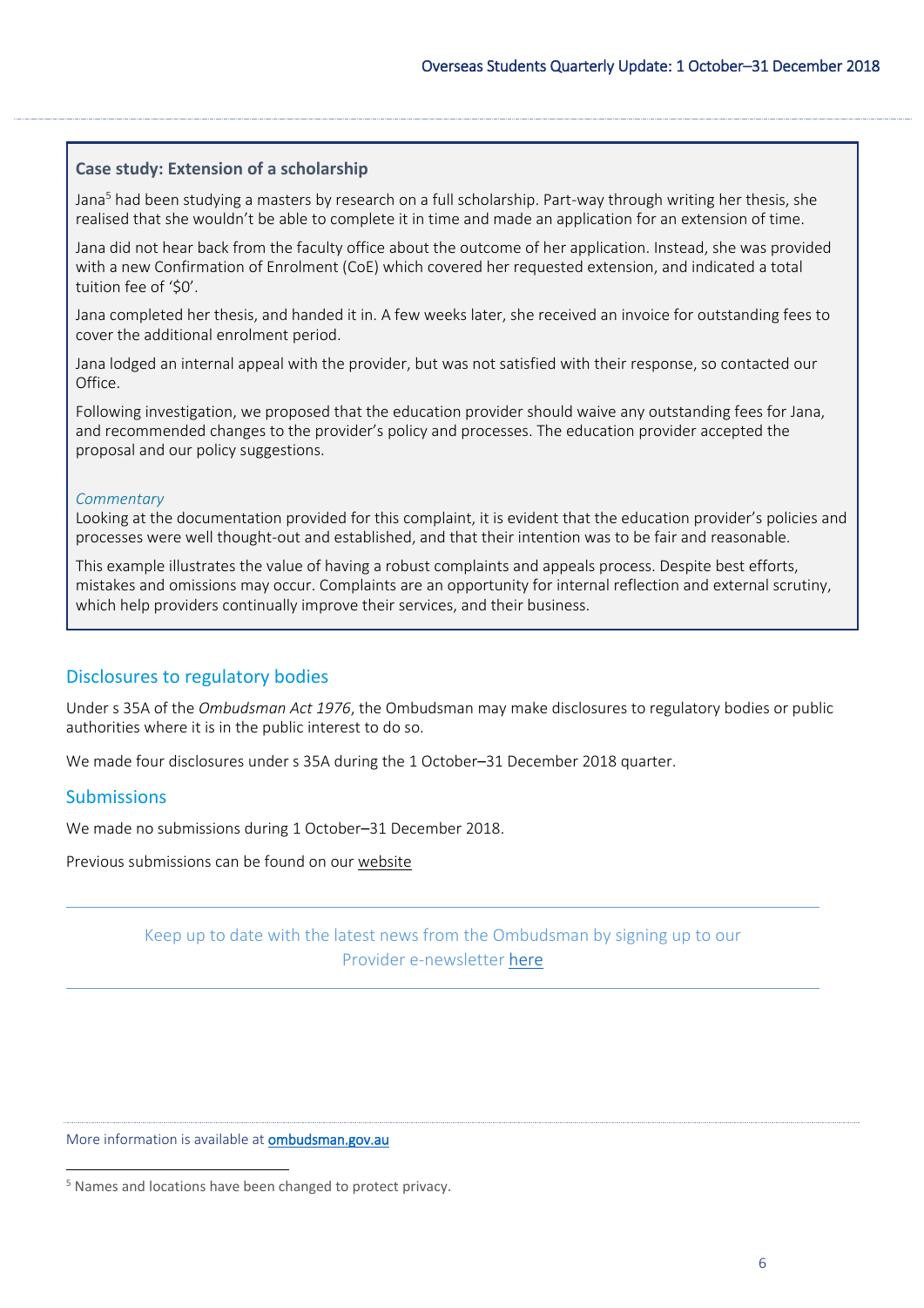### Case study: Extension of a scholarship

Jana[5] had been studying a masters by research on a full scholarship. Part-way through writing her thesis, she realised that she wouldn't be able to complete it in time and made an application for an extension of time.

Jana did not hear back from the faculty office about the outcome of her application. Instead, she was provided with a new Confirmation of Enrolment (CoE) which covered her requested extension, and indicated a total tuition fee of '$0'.

Jana completed her thesis, and handed it in. A few weeks later, she received an invoice for outstanding fees to cover the additional enrolment period.

Jana lodged an internal appeal with the provider, but was not satisfied with their response, so contacted our Office.

Following investigation, we proposed that the education provider should waive any outstanding fees for Jana, and recommended changes to the provider's policy and processes. The education provider accepted the proposal and our policy suggestions.

*Commentary*

Looking at the documentation provided for this complaint, it is evident that the education provider's policies and processes were well thought-out and established, and that their intention was to be fair and reasonable.

This example illustrates the value of having a robust complaints and appeals process. Despite best efforts, mistakes and omissions may occur. Complaints are an opportunity for internal reflection and external scrutiny, which help providers continually improve their services, and their business.

## Disclosures to regulatory bodies

Under s 35A of the *Ombudsman Act 1976*, the Ombudsman may make disclosures to regulatory bodies or public authorities where it is in the public interest to do so.

We made four disclosures under s 35A during the 1 October–31 December 2018 quarter.

## Submissions

We made no submissions during 1 October–31 December 2018.

Previous submissions can be found on our website

---

Keep up to date with the latest news from the Ombudsman by signing up to our Provider e-newsletter here

---

More information is available at ombudsman.gov.au

[5] Names and locations have been changed to protect privacy.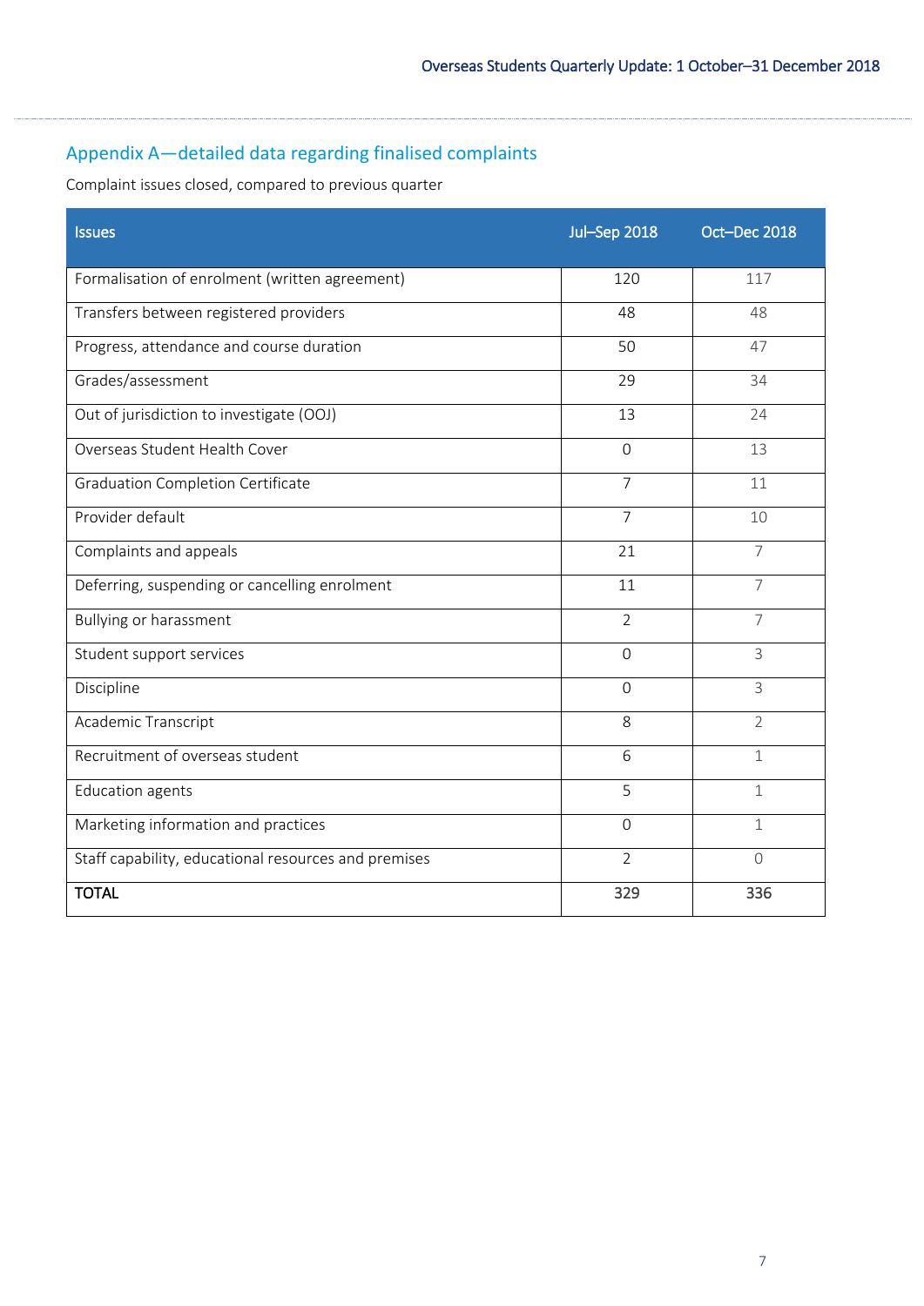## Appendix A—detailed data regarding finalised complaints

Complaint issues closed, compared to previous quarter

| Issues | Jul–Sep 2018 | Oct–Dec 2018 |
|---|---|---|
| Formalisation of enrolment (written agreement) | 120 | 117 |
| Transfers between registered providers | 48 | 48 |
| Progress, attendance and course duration | 50 | 47 |
| Grades/assessment | 29 | 34 |
| Out of jurisdiction to investigate (OOJ) | 13 | 24 |
| Overseas Student Health Cover | 0 | 13 |
| Graduation Completion Certificate | 7 | 11 |
| Provider default | 7 | 10 |
| Complaints and appeals | 21 | 7 |
| Deferring, suspending or cancelling enrolment | 11 | 7 |
| Bullying or harassment | 2 | 7 |
| Student support services | 0 | 3 |
| Discipline | 0 | 3 |
| Academic Transcript | 8 | 2 |
| Recruitment of overseas student | 6 | 1 |
| Education agents | 5 | 1 |
| Marketing information and practices | 0 | 1 |
| Staff capability, educational resources and premises | 2 | 0 |
| **TOTAL** | 329 | 336 |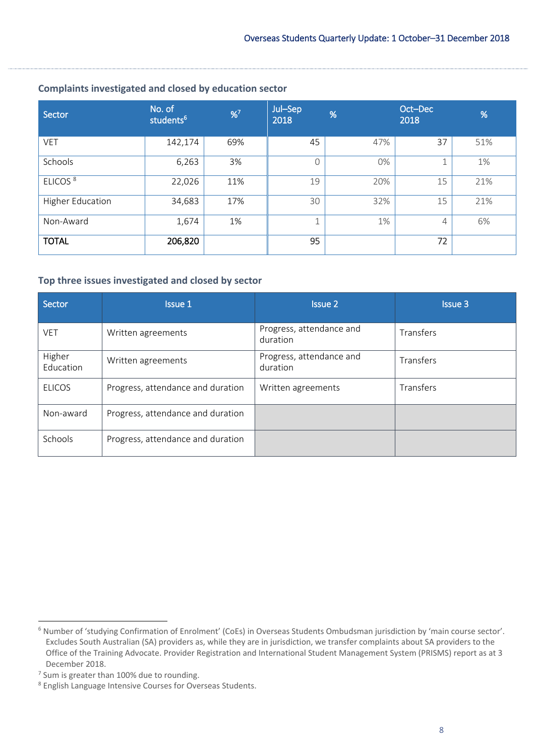### Complaints investigated and closed by education sector

| Sector | No. of students[6] | %[7] | Jul–Sep 2018 | % | Oct–Dec 2018 | % |
|---|---|---|---|---|---|---|
| VET | 142,174 | 69% | 45 | 47% | 37 | 51% |
| Schools | 6,263 | 3% | 0 | 0% | 1 | 1% |
| ELICOS [8] | 22,026 | 11% | 19 | 20% | 15 | 21% |
| Higher Education | 34,683 | 17% | 30 | 32% | 15 | 21% |
| Non-Award | 1,674 | 1% | 1 | 1% | 4 | 6% |
| **TOTAL** | **206,820** | | 95 | | 72 | |

### Top three issues investigated and closed by sector

| Sector | Issue 1 | Issue 2 | Issue 3 |
|---|---|---|---|
| VET | Written agreements | Progress, attendance and duration | Transfers |
| Higher Education | Written agreements | Progress, attendance and duration | Transfers |
| ELICOS | Progress, attendance and duration | Written agreements | Transfers |
| Non-award | Progress, attendance and duration | | |
| Schools | Progress, attendance and duration | | |

[6] Number of 'studying Confirmation of Enrolment' (CoEs) in Overseas Students Ombudsman jurisdiction by 'main course sector'. Excludes South Australian (SA) providers as, while they are in jurisdiction, we transfer complaints about SA providers to the Office of the Training Advocate. Provider Registration and International Student Management System (PRISMS) report as at 3 December 2018.

[7] Sum is greater than 100% due to rounding.

[8] English Language Intensive Courses for Overseas Students.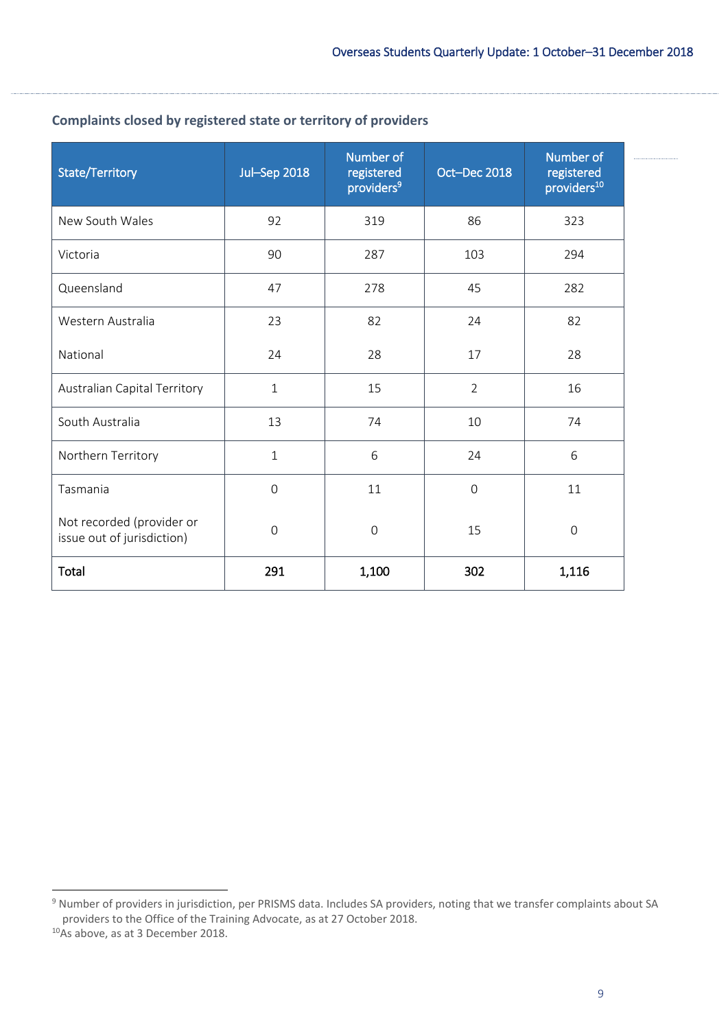### Complaints closed by registered state or territory of providers

| State/Territory | Jul–Sep 2018 | Number of registered providers[9] | Oct–Dec 2018 | Number of registered providers[10] |
|---|---|---|---|---|
| New South Wales | 92 | 319 | 86 | 323 |
| Victoria | 90 | 287 | 103 | 294 |
| Queensland | 47 | 278 | 45 | 282 |
| Western Australia | 23 | 82 | 24 | 82 |
| National | 24 | 28 | 17 | 28 |
| Australian Capital Territory | 1 | 15 | 2 | 16 |
| South Australia | 13 | 74 | 10 | 74 |
| Northern Territory | 1 | 6 | 24 | 6 |
| Tasmania | 0 | 11 | 0 | 11 |
| Not recorded (provider or issue out of jurisdiction) | 0 | 0 | 15 | 0 |
| **Total** | **291** | **1,100** | **302** | **1,116** |

[9] Number of providers in jurisdiction, per PRISMS data. Includes SA providers, noting that we transfer complaints about SA providers to the Office of the Training Advocate, as at 27 October 2018.

[10] As above, as at 3 December 2018.